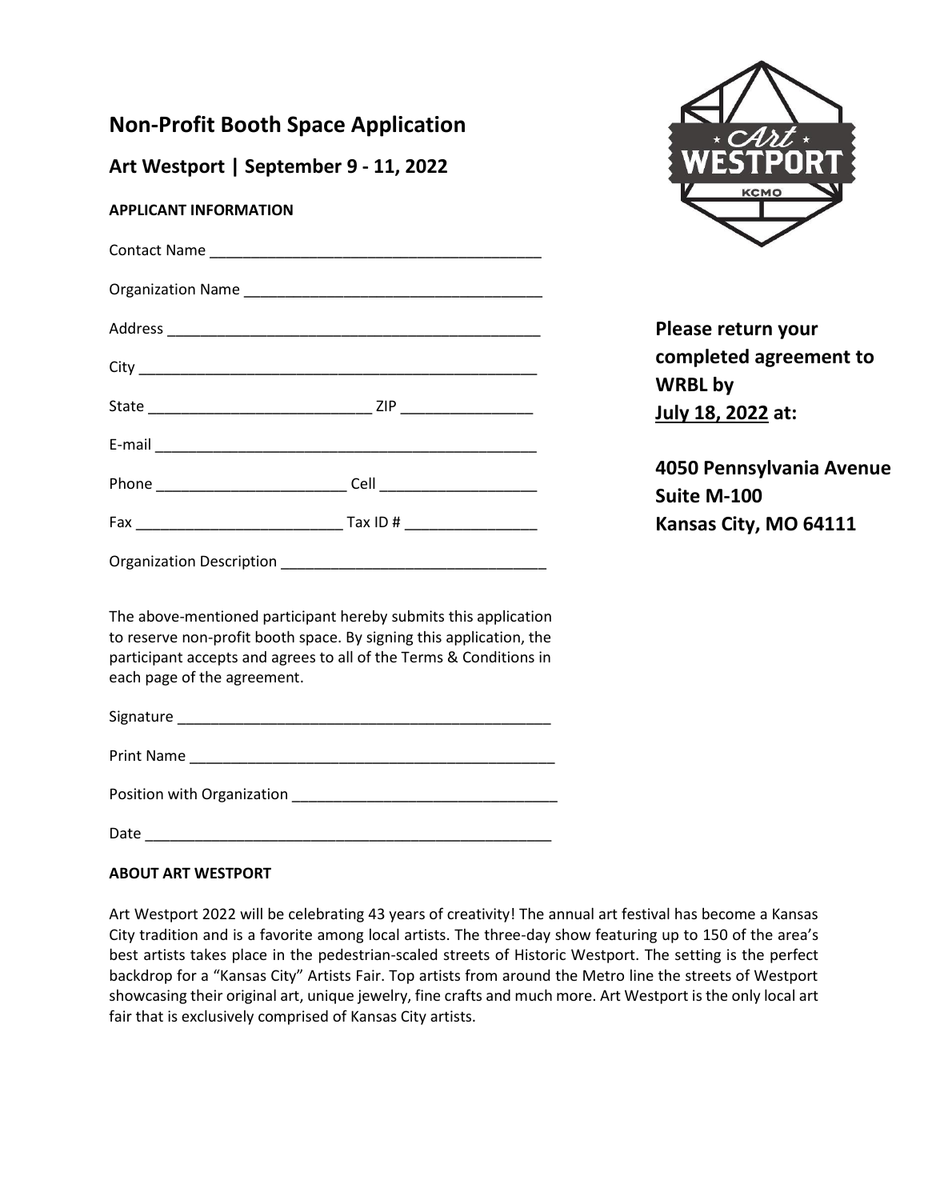# Non-Profit Booth Space Application

## Art Westport | September 9 - 11, 2022

**APPLICANT INFORMATION**

Contact Name ________________________________________

Organization Name ___________________________________

Address _____________________________________________

City _______________________________________________

State __________________________ ZIP ________________

E-mail ______________________________________________

Phone _______________________ Cell ___________________

Fax ________________________ Tax ID # ________________

Organization Description _______________________________

**Please return your completed agreement to WRBL by <u>July 18, 2022</u> at:**

**4050 Pennsylvania Avenue**
**Suite M-100**
**Kansas City, MO 64111**

The above-mentioned participant hereby submits this application to reserve non-profit booth space. By signing this application, the participant accepts and agrees to all of the Terms & Conditions in each page of the agreement.

Signature ____________________________________________

Print Name ___________________________________________

Position with Organization _______________________________

Date ________________________________________________

**ABOUT ART WESTPORT**

Art Westport 2022 will be celebrating 43 years of creativity! The annual art festival has become a Kansas City tradition and is a favorite among local artists. The three-day show featuring up to 150 of the area's best artists takes place in the pedestrian-scaled streets of Historic Westport. The setting is the perfect backdrop for a "Kansas City" Artists Fair. Top artists from around the Metro line the streets of Westport showcasing their original art, unique jewelry, fine crafts and much more. Art Westport is the only local art fair that is exclusively comprised of Kansas City artists.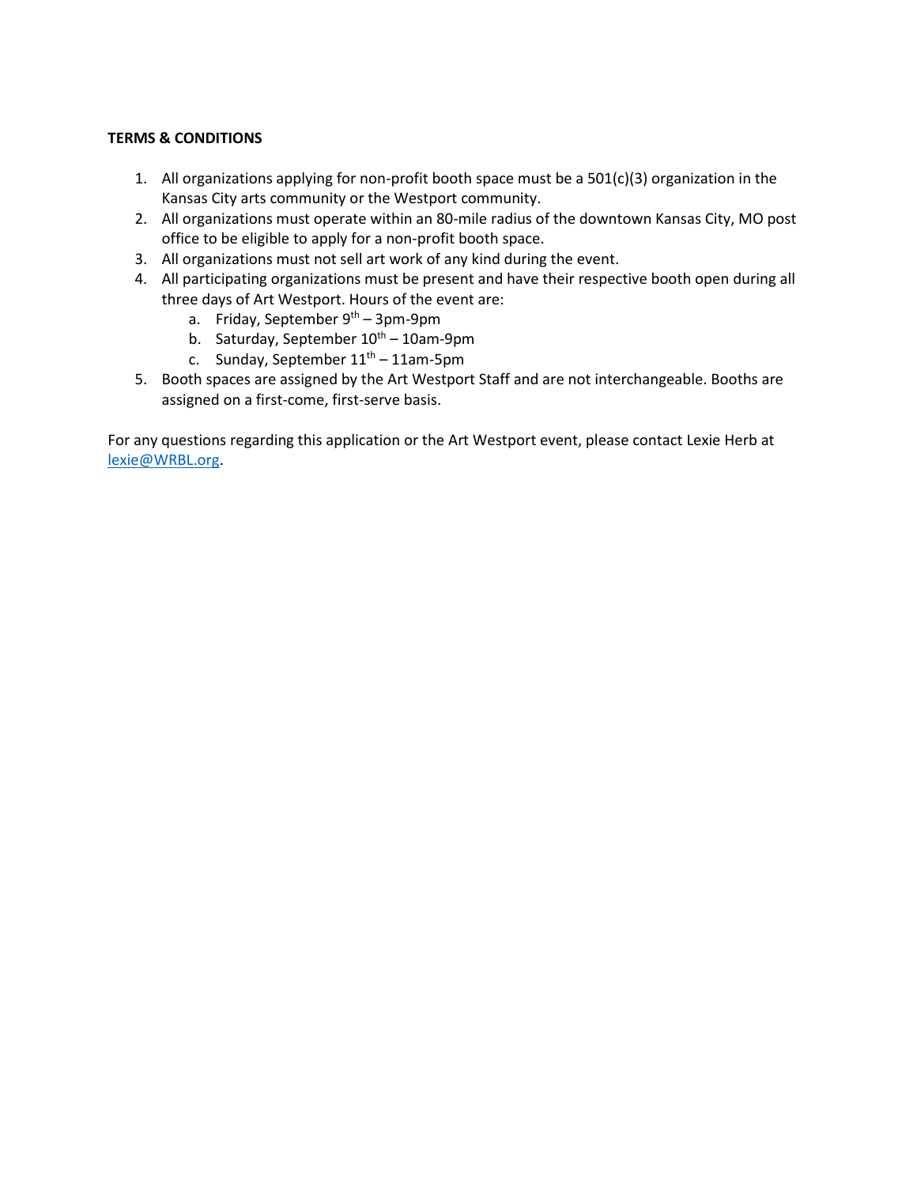**TERMS & CONDITIONS**

1. All organizations applying for non-profit booth space must be a 501(c)(3) organization in the Kansas City arts community or the Westport community.
2. All organizations must operate within an 80-mile radius of the downtown Kansas City, MO post office to be eligible to apply for a non-profit booth space.
3. All organizations must not sell art work of any kind during the event.
4. All participating organizations must be present and have their respective booth open during all three days of Art Westport. Hours of the event are:
   a. Friday, September 9th – 3pm-9pm
   b. Saturday, September 10th – 10am-9pm
   c. Sunday, September 11th – 11am-5pm
5. Booth spaces are assigned by the Art Westport Staff and are not interchangeable. Booths are assigned on a first-come, first-serve basis.

For any questions regarding this application or the Art Westport event, please contact Lexie Herb at [lexie@WRBL.org](mailto:lexie@WRBL.org).